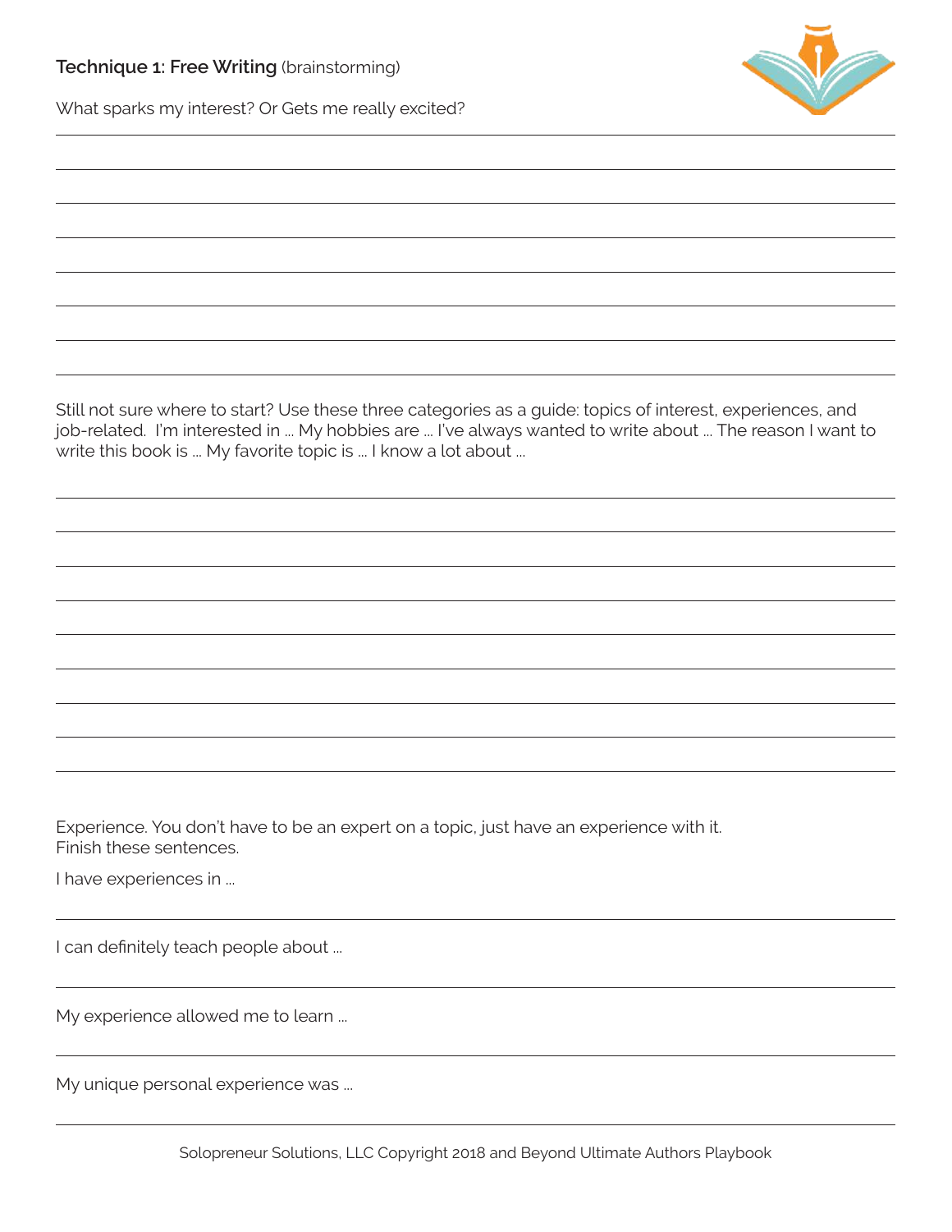## **Technique 1: Free Writing** (brainstorming)

What sparks my interest? Or Gets me really excited?

Still not sure where to start? Use these three categories as a guide: topics of interest, experiences, and job-related. I'm interested in ... My hobbies are ... I've always wanted to write about ... The reason I want to write this book is ... My favorite topic is ... I know a lot about ...

Experience. You don't have to be an expert on a topic, just have an experience with it.
Finish these sentences.

I have experiences in ...

I can definitely teach people about ...

My experience allowed me to learn ...

My unique personal experience was ...

Solopreneur Solutions, LLC Copyright 2018 and Beyond Ultimate Authors Playbook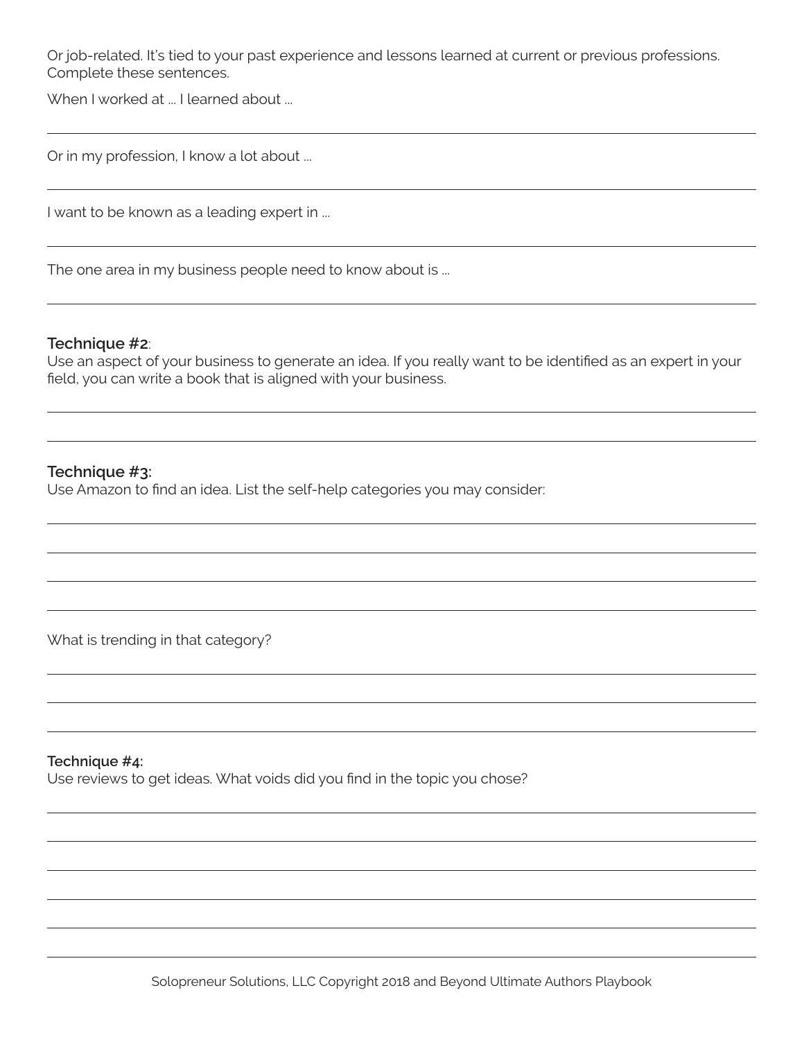Or job-related. It's tied to your past experience and lessons learned at current or previous professions. Complete these sentences.

When I worked at ... I learned about ...

Or in my profession, I know a lot about ...

I want to be known as a leading expert in ...

The one area in my business people need to know about is ...

**Technique #2**:
Use an aspect of your business to generate an idea. If you really want to be identified as an expert in your field, you can write a book that is aligned with your business.

**Technique #3:**
Use Amazon to find an idea. List the self-help categories you may consider:

What is trending in that category?

**Technique #4:**
Use reviews to get ideas. What voids did you find in the topic you chose?